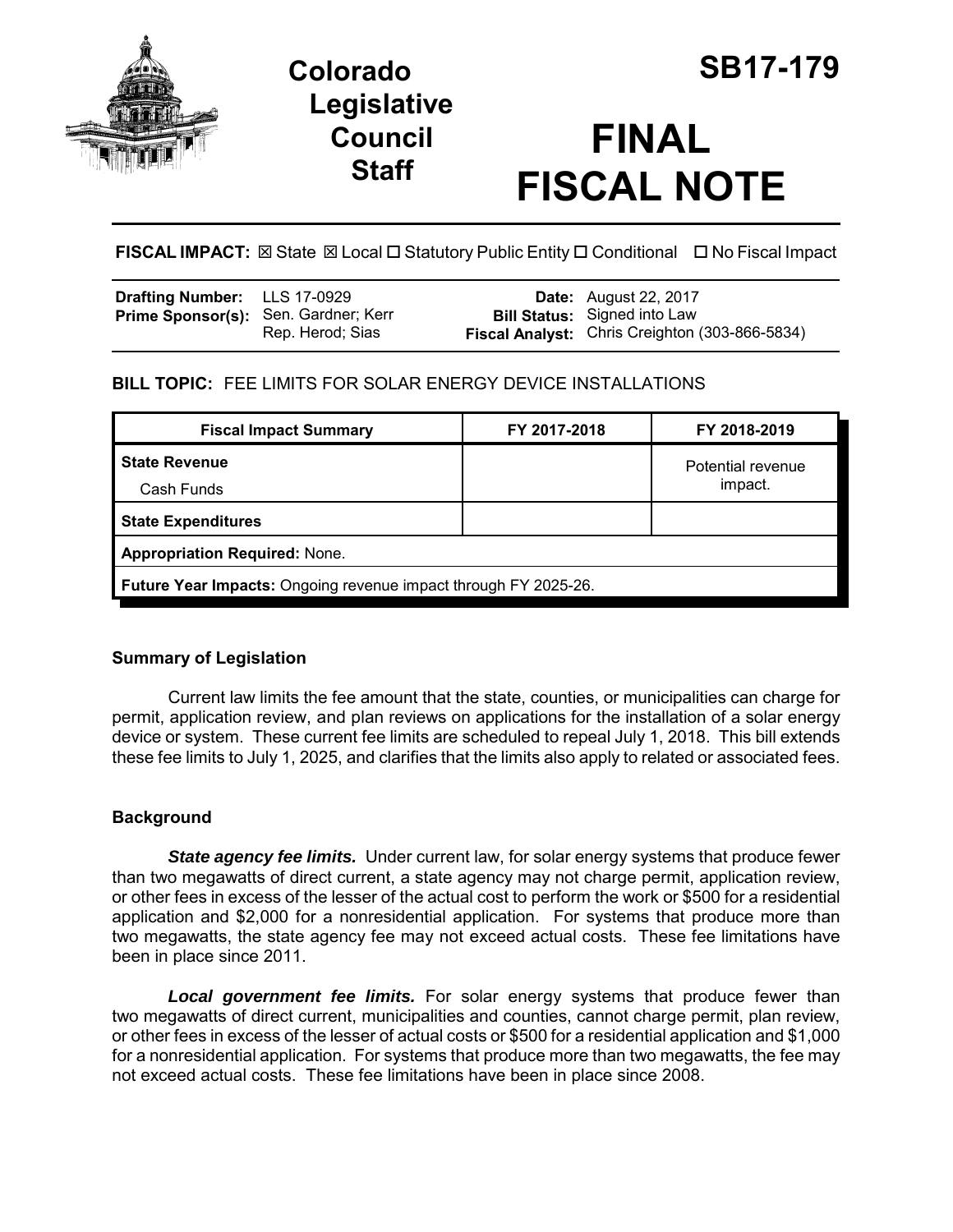# Colorado Legislative Council Staff

# SB17-179

# FINAL FISCAL NOTE

**FISCAL IMPACT:** ☒ State ☒ Local ☐ Statutory Public Entity ☐ Conditional ☐ No Fiscal Impact

| | | | |
|---|---|---|---|
| **Drafting Number:** | LLS 17-0929 | **Date:** | August 22, 2017 |
| **Prime Sponsor(s):** | Sen. Gardner; Kerr<br>Rep. Herod; Sias | **Bill Status:** | Signed into Law |
| | | **Fiscal Analyst:** | Chris Creighton (303-866-5834) |

**BILL TOPIC:** FEE LIMITS FOR SOLAR ENERGY DEVICE INSTALLATIONS

| Fiscal Impact Summary | FY 2017-2018 | FY 2018-2019 |
|---|---|---|
| **State Revenue**<br>Cash Funds | | Potential revenue impact. |
| **State Expenditures** | | |
| **Appropriation Required:** None. | | |
| **Future Year Impacts:** Ongoing revenue impact through FY 2025-26. | | |

## Summary of Legislation

Current law limits the fee amount that the state, counties, or municipalities can charge for permit, application review, and plan reviews on applications for the installation of a solar energy device or system. These current fee limits are scheduled to repeal July 1, 2018. This bill extends these fee limits to July 1, 2025, and clarifies that the limits also apply to related or associated fees.

## Background

***State agency fee limits.*** Under current law, for solar energy systems that produce fewer than two megawatts of direct current, a state agency may not charge permit, application review, or other fees in excess of the lesser of the actual cost to perform the work or $500 for a residential application and $2,000 for a nonresidential application. For systems that produce more than two megawatts, the state agency fee may not exceed actual costs. These fee limitations have been in place since 2011.

***Local government fee limits.*** For solar energy systems that produce fewer than two megawatts of direct current, municipalities and counties, cannot charge permit, plan review, or other fees in excess of the lesser of actual costs or $500 for a residential application and $1,000 for a nonresidential application. For systems that produce more than two megawatts, the fee may not exceed actual costs. These fee limitations have been in place since 2008.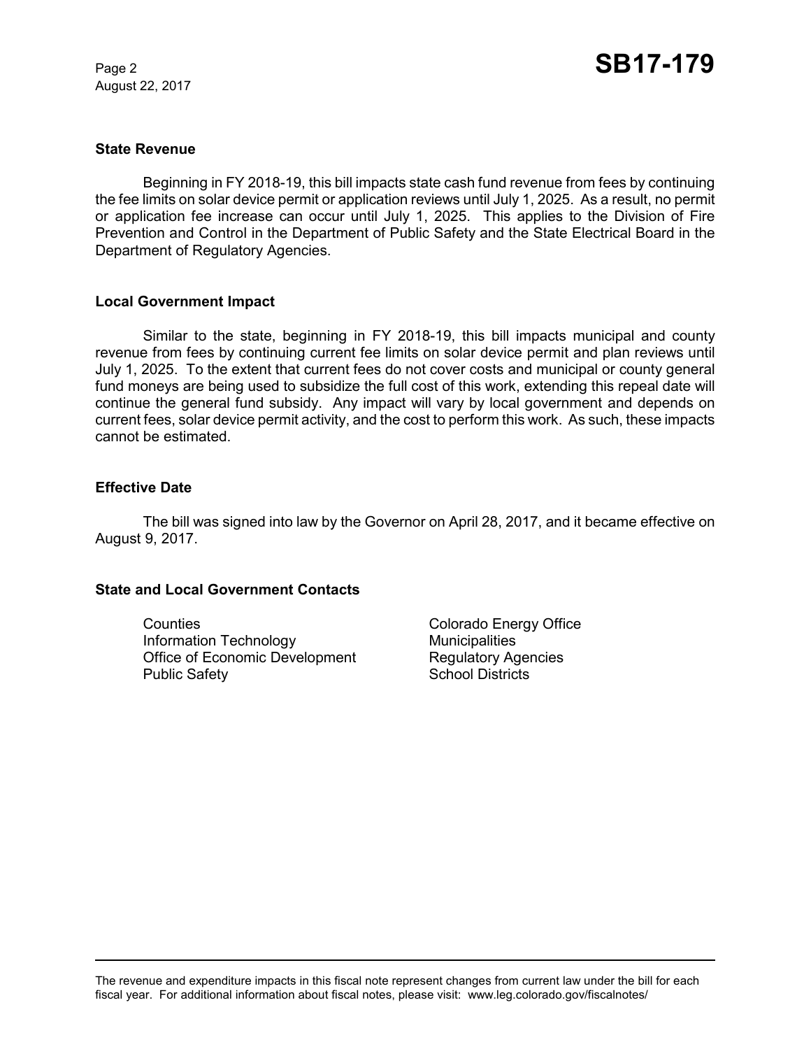### State Revenue

Beginning in FY 2018-19, this bill impacts state cash fund revenue from fees by continuing the fee limits on solar device permit or application reviews until July 1, 2025. As a result, no permit or application fee increase can occur until July 1, 2025. This applies to the Division of Fire Prevention and Control in the Department of Public Safety and the State Electrical Board in the Department of Regulatory Agencies.

### Local Government Impact

Similar to the state, beginning in FY 2018-19, this bill impacts municipal and county revenue from fees by continuing current fee limits on solar device permit and plan reviews until July 1, 2025. To the extent that current fees do not cover costs and municipal or county general fund moneys are being used to subsidize the full cost of this work, extending this repeal date will continue the general fund subsidy. Any impact will vary by local government and depends on current fees, solar device permit activity, and the cost to perform this work. As such, these impacts cannot be estimated.

### Effective Date

The bill was signed into law by the Governor on April 28, 2017, and it became effective on August 9, 2017.

### State and Local Government Contacts

| | |
|---|---|
| Counties | Colorado Energy Office |
| Information Technology | Municipalities |
| Office of Economic Development | Regulatory Agencies |
| Public Safety | School Districts |

The revenue and expenditure impacts in this fiscal note represent changes from current law under the bill for each fiscal year. For additional information about fiscal notes, please visit: www.leg.colorado.gov/fiscalnotes/